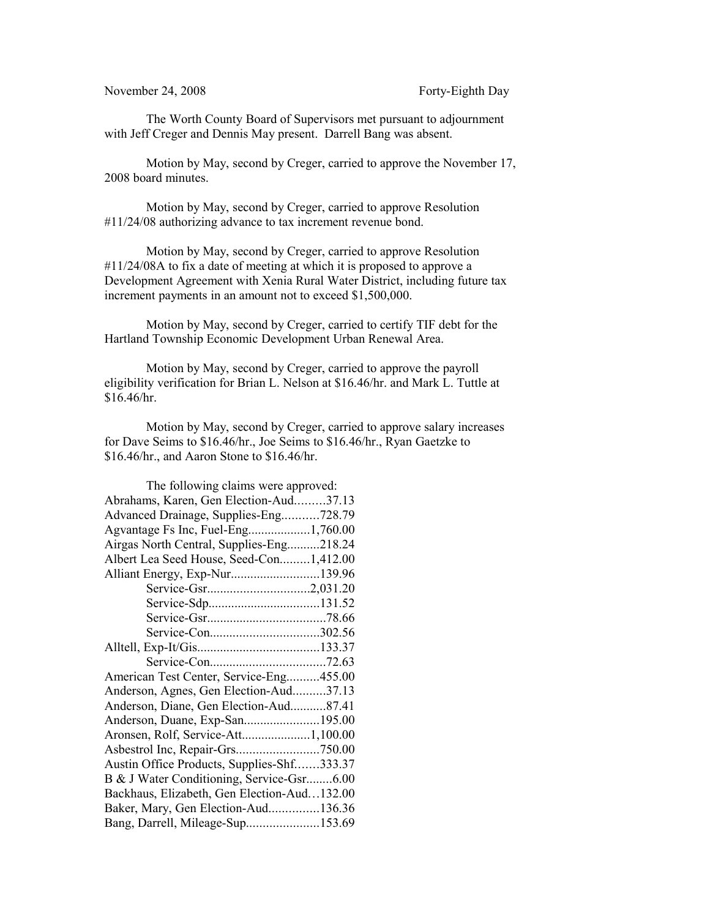November 24, 2008 Forty-Eighth Day

The Worth County Board of Supervisors met pursuant to adjournment with Jeff Creger and Dennis May present. Darrell Bang was absent.

Motion by May, second by Creger, carried to approve the November 17, 2008 board minutes.

Motion by May, second by Creger, carried to approve Resolution #11/24/08 authorizing advance to tax increment revenue bond.

Motion by May, second by Creger, carried to approve Resolution #11/24/08A to fix a date of meeting at which it is proposed to approve a Development Agreement with Xenia Rural Water District, including future tax increment payments in an amount not to exceed $1,500,000.

Motion by May, second by Creger, carried to certify TIF debt for the Hartland Township Economic Development Urban Renewal Area.

Motion by May, second by Creger, carried to approve the payroll eligibility verification for Brian L. Nelson at $16.46/hr. and Mark L. Tuttle at $16.46/hr.

Motion by May, second by Creger, carried to approve salary increases for Dave Seims to $16.46/hr., Joe Seims to $16.46/hr., Ryan Gaetzke to $16.46/hr., and Aaron Stone to $16.46/hr.

The following claims were approved:

Abrahams, Karen, Gen Election-Aud.........37.13
Advanced Drainage, Supplies-Eng...........728.79
Agvantage Fs Inc, Fuel-Eng...................1,760.00
Airgas North Central, Supplies-Eng..........218.24
Albert Lea Seed House, Seed-Con.........1,412.00
Alliant Energy, Exp-Nur...........................139.96
Service-Gsr...............................2,031.20
Service-Sdp.................................131.52
Service-Gsr....................................78.66
Service-Con.................................302.56
Alltell, Exp-It/Gis.....................................133.37
Service-Con...................................72.63
American Test Center, Service-Eng..........455.00
Anderson, Agnes, Gen Election-Aud..........37.13
Anderson, Diane, Gen Election-Aud...........87.41
Anderson, Duane, Exp-San.......................195.00
Aronsen, Rolf, Service-Att.....................1,100.00
Asbestrol Inc, Repair-Grs.........................750.00
Austin Office Products, Supplies-Shf.......333.37
B & J Water Conditioning, Service-Gsr........6.00
Backhaus, Elizabeth, Gen Election-Aud…132.00
Baker, Mary, Gen Election-Aud...............136.36
Bang, Darrell, Mileage-Sup......................153.69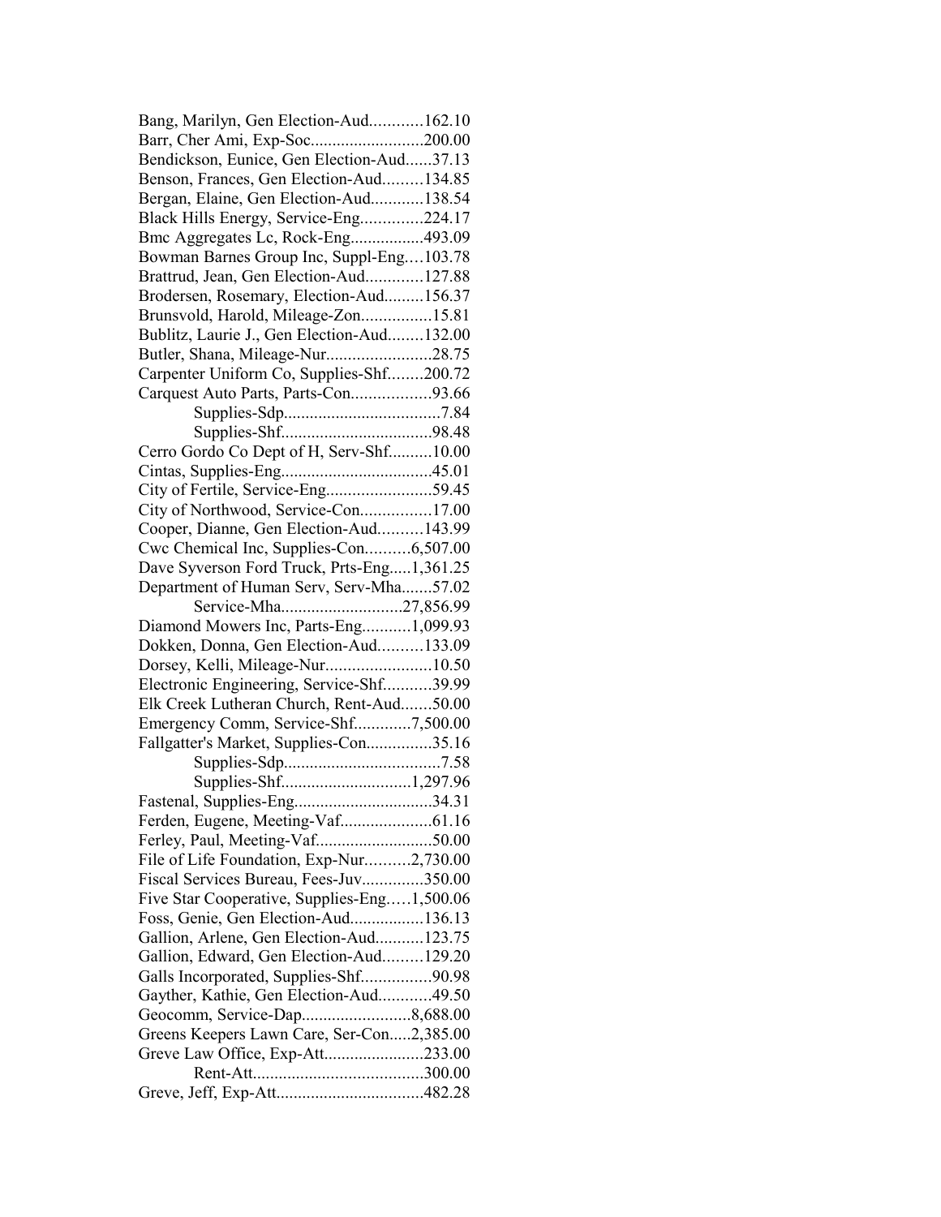Bang, Marilyn, Gen Election-Aud............162.10
Barr, Cher Ami, Exp-Soc..........................200.00
Bendickson, Eunice, Gen Election-Aud......37.13
Benson, Frances, Gen Election-Aud.........134.85
Bergan, Elaine, Gen Election-Aud............138.54
Black Hills Energy, Service-Eng..............224.17
Bmc Aggregates Lc, Rock-Eng.................493.09
Bowman Barnes Group Inc, Suppl-Eng....103.78
Brattrud, Jean, Gen Election-Aud.............127.88
Brodersen, Rosemary, Election-Aud.........156.37
Brunsvold, Harold, Mileage-Zon................15.81
Bublitz, Laurie J., Gen Election-Aud........132.00
Butler, Shana, Mileage-Nur........................28.75
Carpenter Uniform Co, Supplies-Shf........200.72
Carquest Auto Parts, Parts-Con..................93.66
Supplies-Sdp....................................7.84
Supplies-Shf..................................98.48
Cerro Gordo Co Dept of H, Serv-Shf..........10.00
Cintas, Supplies-Eng..................................45.01
City of Fertile, Service-Eng........................59.45
City of Northwood, Service-Con................17.00
Cooper, Dianne, Gen Election-Aud..........143.99
Cwc Chemical Inc, Supplies-Con..........6,507.00
Dave Syverson Ford Truck, Prts-Eng.....1,361.25
Department of Human Serv, Serv-Mha.......57.02
Service-Mha...........................27,856.99
Diamond Mowers Inc, Parts-Eng...........1,099.93
Dokken, Donna, Gen Election-Aud..........133.09
Dorsey, Kelli, Mileage-Nur........................10.50
Electronic Engineering, Service-Shf...........39.99
Elk Creek Lutheran Church, Rent-Aud.......50.00
Emergency Comm, Service-Shf.............7,500.00
Fallgatter's Market, Supplies-Con...............35.16
Supplies-Sdp....................................7.58
Supplies-Shf.............................1,297.96
Fastenal, Supplies-Eng...............................34.31
Ferden, Eugene, Meeting-Vaf.....................61.16
Ferley, Paul, Meeting-Vaf..........................50.00
File of Life Foundation, Exp-Nur..........2,730.00
Fiscal Services Bureau, Fees-Juv..............350.00
Five Star Cooperative, Supplies-Eng.....1,500.06
Foss, Genie, Gen Election-Aud.................136.13
Gallion, Arlene, Gen Election-Aud...........123.75
Gallion, Edward, Gen Election-Aud.........129.20
Galls Incorporated, Supplies-Shf................90.98
Gayther, Kathie, Gen Election-Aud............49.50
Geocomm, Service-Dap.........................8,688.00
Greens Keepers Lawn Care, Ser-Con.....2,385.00
Greve Law Office, Exp-Att.......................233.00
Rent-Att.......................................300.00
Greve, Jeff, Exp-Att.................................482.28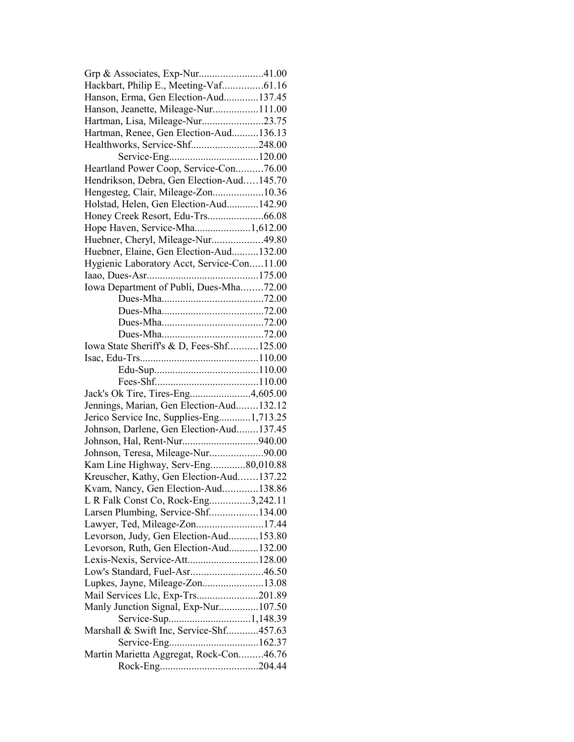Grp & Associates, Exp-Nur........................41.00
Hackbart, Philip E., Meeting-Vaf...............61.16
Hanson, Erma, Gen Election-Aud.............137.45
Hanson, Jeanette, Mileage-Nur.................111.00
Hartman, Lisa, Mileage-Nur.......................23.75
Hartman, Renee, Gen Election-Aud..........136.13
Healthworks, Service-Shf.........................248.00
Service-Eng..................................120.00
Heartland Power Coop, Service-Con..........76.00
Hendrikson, Debra, Gen Election-Aud.....145.70
Hengesteg, Clair, Mileage-Zon...................10.36
Holstad, Helen, Gen Election-Aud............142.90
Honey Creek Resort, Edu-Trs.....................66.08
Hope Haven, Service-Mha.....................1,612.00
Huebner, Cheryl, Mileage-Nur...................49.80
Huebner, Elaine, Gen Election-Aud..........132.00
Hygienic Laboratory Acct, Service-Con.....11.00
Iaao, Dues-Asr..........................................175.00
Iowa Department of Publi, Dues-Mha........72.00
Dues-Mha......................................72.00
Dues-Mha......................................72.00
Dues-Mha......................................72.00
Dues-Mha......................................72.00
Iowa State Sheriff's & D, Fees-Shf...........125.00
Isac, Edu-Trs............................................110.00
Edu-Sup.......................................110.00
Fees-Shf.......................................110.00
Jack's Ok Tire, Tires-Eng.......................4,605.00
Jennings, Marian, Gen Election-Aud........132.12
Jerico Service Inc, Supplies-Eng............1,713.25
Johnson, Darlene, Gen Election-Aud........137.45
Johnson, Hal, Rent-Nur............................940.00
Johnson, Teresa, Mileage-Nur....................90.00
Kam Line Highway, Serv-Eng.............80,010.88
Kreuscher, Kathy, Gen Election-Aud.......137.22
Kvam, Nancy, Gen Election-Aud.............138.86
L R Falk Const Co, Rock-Eng...............3,242.11
Larsen Plumbing, Service-Shf..................134.00
Lawyer, Ted, Mileage-Zon.........................17.44
Levorson, Judy, Gen Election-Aud...........153.80
Levorson, Ruth, Gen Election-Aud...........132.00
Lexis-Nexis, Service-Att...........................128.00
Low's Standard, Fuel-Asr...........................46.50
Lupkes, Jayne, Mileage-Zon.......................13.08
Mail Services Llc, Exp-Trs.......................201.89
Manly Junction Signal, Exp-Nur...............107.50
Service-Sup...............................1,148.39
Marshall & Swift Inc, Service-Shf............457.63
Service-Eng..................................162.37
Martin Marietta Aggregat, Rock-Con.........46.76
Rock-Eng.....................................204.44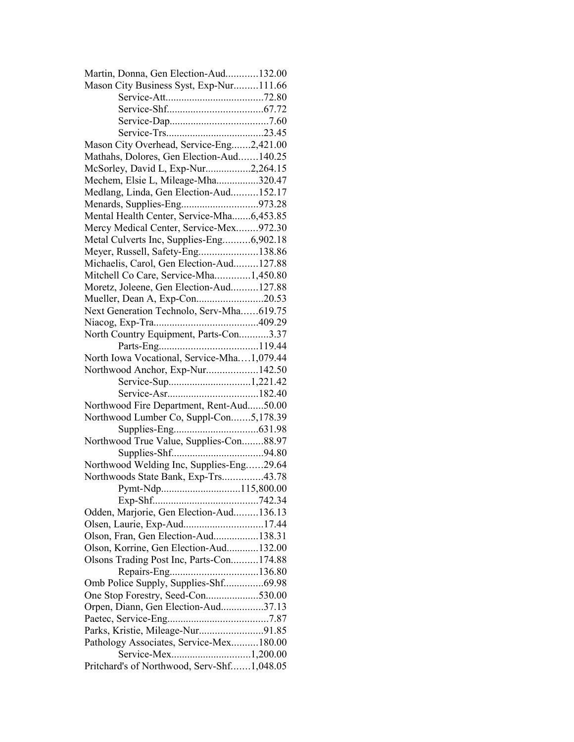Martin, Donna, Gen Election-Aud............132.00
Mason City Business Syst, Exp-Nur.........111.66
Service-Att....................................72.80
Service-Shf....................................67.72
Service-Dap.....................................7.60
Service-Trs....................................23.45
Mason City Overhead, Service-Eng.......2,421.00
Mathahs, Dolores, Gen Election-Aud.......140.25
McSorley, David L, Exp-Nur.................2,264.15
Mechem, Elsie L, Mileage-Mha................320.47
Medlang, Linda, Gen Election-Aud..........152.17
Menards, Supplies-Eng............................973.28
Mental Health Center, Service-Mha.......6,453.85
Mercy Medical Center, Service-Mex........972.30
Metal Culverts Inc, Supplies-Eng..........6,902.18
Meyer, Russell, Safety-Eng......................138.86
Michaelis, Carol, Gen Election-Aud.........127.88
Mitchell Co Care, Service-Mha.............1,450.80
Moretz, Joleene, Gen Election-Aud..........127.88
Mueller, Dean A, Exp-Con.........................20.53
Next Generation Technolo, Serv-Mha......619.75
Niacog, Exp-Tra.......................................409.29
North Country Equipment, Parts-Con...........3.37
Parts-Eng.....................................119.44
North Iowa Vocational, Service-Mha....1,079.44
Northwood Anchor, Exp-Nur...................142.50
Service-Sup..............................1,221.42
Service-Asr..................................182.40
Northwood Fire Department, Rent-Aud......50.00
Northwood Lumber Co, Suppl-Con.......5,178.39
Supplies-Eng................................631.98
Northwood True Value, Supplies-Con........88.97
Supplies-Shf..................................94.80
Northwood Welding Inc, Supplies-Eng......29.64
Northwoods State Bank, Exp-Trs...............43.78
Pymt-Ndp.............................115,800.00
Exp-Shf.......................................742.34
Odden, Marjorie, Gen Election-Aud.........136.13
Olsen, Laurie, Exp-Aud..............................17.44
Olson, Fran, Gen Election-Aud.................138.31
Olson, Korrine, Gen Election-Aud............132.00
Olsons Trading Post Inc, Parts-Con..........174.88
Repairs-Eng.................................136.80
Omb Police Supply, Supplies-Shf...............69.98
One Stop Forestry, Seed-Con....................530.00
Orpen, Diann, Gen Election-Aud................37.13
Paetec, Service-Eng......................................7.87
Parks, Kristie, Mileage-Nur........................91.85
Pathology Associates, Service-Mex..........180.00
Service-Mex..............................1,200.00
Pritchard's of Northwood, Serv-Shf.......1,048.05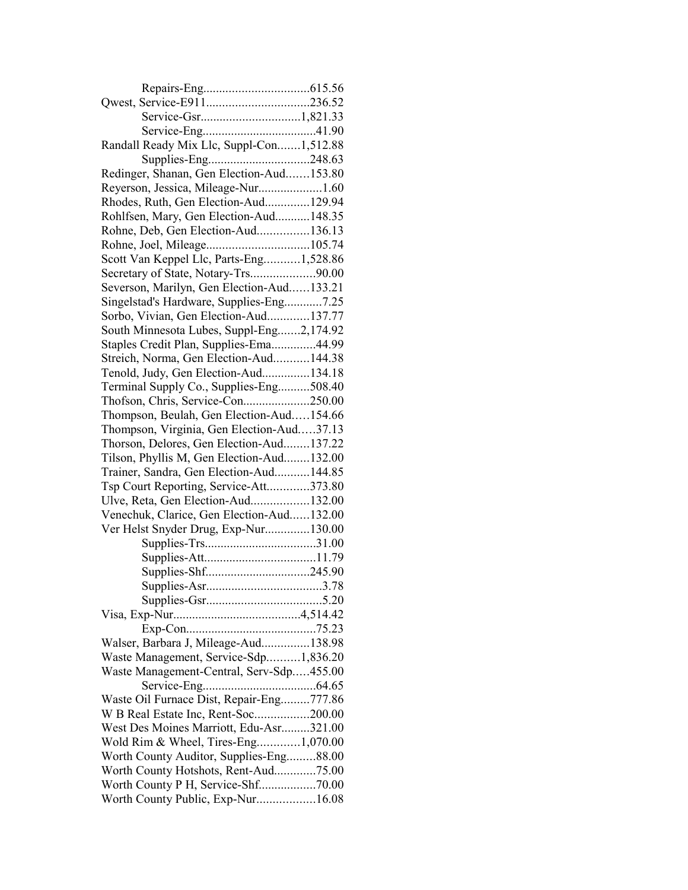Repairs-Eng.................................615.56
Qwest, Service-E911................................236.52
Service-Gsr...............................1,821.33
Service-Eng...................................41.90
Randall Ready Mix Llc, Suppl-Con.......1,512.88
Supplies-Eng...............................248.63
Redinger, Shanan, Gen Election-Aud.......153.80
Reyerson, Jessica, Mileage-Nur....................1.60
Rhodes, Ruth, Gen Election-Aud..............129.94
Rohlfsen, Mary, Gen Election-Aud...........148.35
Rohne, Deb, Gen Election-Aud................136.13
Rohne, Joel, Mileage................................105.74
Scott Van Keppel Llc, Parts-Eng...........1,528.86
Secretary of State, Notary-Trs....................90.00
Severson, Marilyn, Gen Election-Aud......133.21
Singelstad's Hardware, Supplies-Eng............7.25
Sorbo, Vivian, Gen Election-Aud.............137.77
South Minnesota Lubes, Suppl-Eng.......2,174.92
Staples Credit Plan, Supplies-Ema..............44.99
Streich, Norma, Gen Election-Aud...........144.38
Tenold, Judy, Gen Election-Aud...............134.18
Terminal Supply Co., Supplies-Eng..........508.40
Thofson, Chris, Service-Con.....................250.00
Thompson, Beulah, Gen Election-Aud.....154.66
Thompson, Virginia, Gen Election-Aud.....37.13
Thorson, Delores, Gen Election-Aud........137.22
Tilson, Phyllis M, Gen Election-Aud........132.00
Trainer, Sandra, Gen Election-Aud...........144.85
Tsp Court Reporting, Service-Att.............373.80
Ulve, Reta, Gen Election-Aud..................132.00
Venechuk, Clarice, Gen Election-Aud......132.00
Ver Helst Snyder Drug, Exp-Nur..............130.00
Supplies-Trs..................................31.00
Supplies-Att..................................11.79
Supplies-Shf................................245.90
Supplies-Asr...................................3.78
Supplies-Gsr...................................5.20
Visa, Exp-Nur.......................................4,514.42
Exp-Con........................................75.23
Walser, Barbara J, Mileage-Aud...............138.98
Waste Management, Service-Sdp..........1,836.20
Waste Management-Central, Serv-Sdp.....455.00
Service-Eng...................................64.65
Waste Oil Furnace Dist, Repair-Eng.........777.86
W B Real Estate Inc, Rent-Soc.................200.00
West Des Moines Marriott, Edu-Asr.........321.00
Wold Rim & Wheel, Tires-Eng.............1,070.00
Worth County Auditor, Supplies-Eng.........88.00
Worth County Hotshots, Rent-Aud.............75.00
Worth County P H, Service-Shf..................70.00
Worth County Public, Exp-Nur..................16.08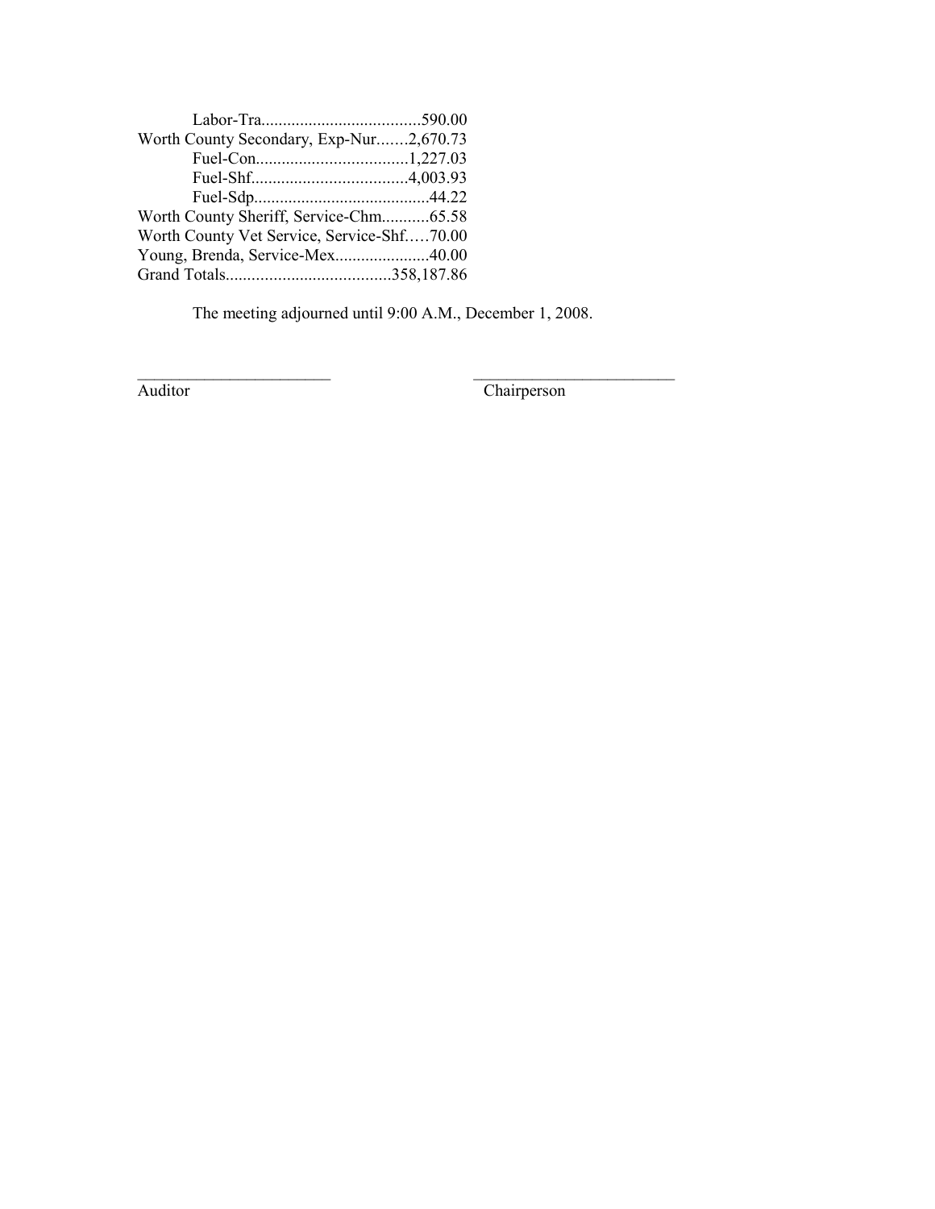Labor-Tra....................................590.00
Worth County Secondary, Exp-Nur.......2,670.73
Fuel-Con...................................1,227.03
Fuel-Shf...................................4,003.93
Fuel-Sdp.........................................44.22
Worth County Sheriff, Service-Chm...........65.58
Worth County Vet Service, Service-Shf.....70.00
Young, Brenda, Service-Mex......................40.00
Grand Totals......................................358,187.86

The meeting adjourned until 9:00 A.M., December 1, 2008.

\_\_\_\_\_\_\_\_\_\_\_\_\_\_\_\_\_\_\_\_\_\_\_ \_\_\_\_\_\_\_\_\_\_\_\_\_\_\_\_\_\_\_\_\_\_\_\_

Auditor Chairperson